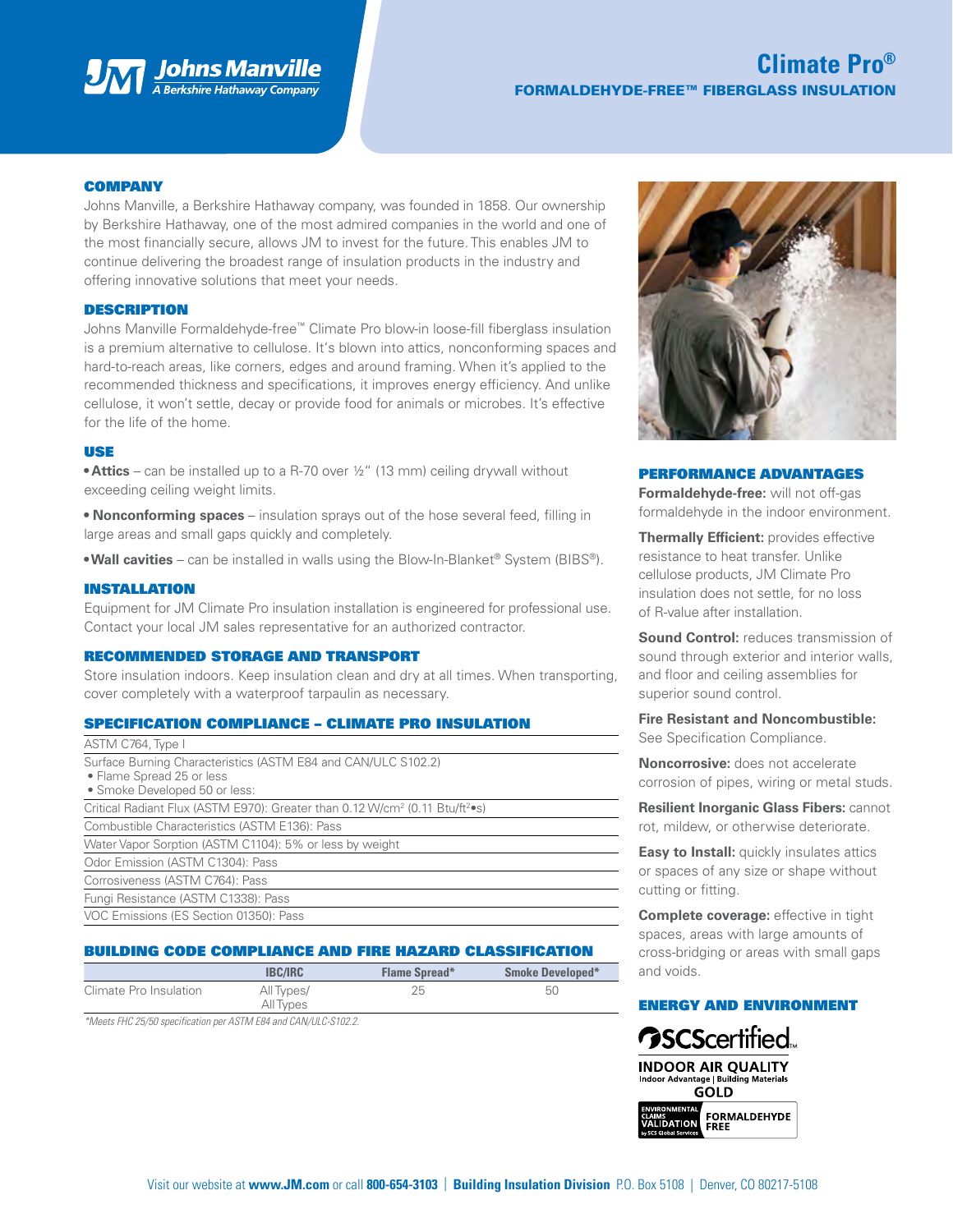# Climate Pro®

## FORMALDEHYDE-FREE™ FIBERGLASS INSULATION

Johns Manville
A Berkshire Hathaway Company

### COMPANY

Johns Manville, a Berkshire Hathaway company, was founded in 1858. Our ownership by Berkshire Hathaway, one of the most admired companies in the world and one of the most financially secure, allows JM to invest for the future. This enables JM to continue delivering the broadest range of insulation products in the industry and offering innovative solutions that meet your needs.

### DESCRIPTION

Johns Manville Formaldehyde-free™ Climate Pro blow-in loose-fill fiberglass insulation is a premium alternative to cellulose. It's blown into attics, nonconforming spaces and hard-to-reach areas, like corners, edges and around framing. When it's applied to the recommended thickness and specifications, it improves energy efficiency. And unlike cellulose, it won't settle, decay or provide food for animals or microbes. It's effective for the life of the home.

### USE

- **Attics** – can be installed up to a R-70 over ½" (13 mm) ceiling drywall without exceeding ceiling weight limits.
- **Nonconforming spaces** – insulation sprays out of the hose several feed, filling in large areas and small gaps quickly and completely.
- **Wall cavities** – can be installed in walls using the Blow-In-Blanket® System (BIBS®).

### INSTALLATION

Equipment for JM Climate Pro insulation installation is engineered for professional use. Contact your local JM sales representative for an authorized contractor.

### RECOMMENDED STORAGE AND TRANSPORT

Store insulation indoors. Keep insulation clean and dry at all times. When transporting, cover completely with a waterproof tarpaulin as necessary.

### SPECIFICATION COMPLIANCE – CLIMATE PRO INSULATION

| |
|---|
| ASTM C764, Type I |
| Surface Burning Characteristics (ASTM E84 and CAN/ULC S102.2)<br>• Flame Spread 25 or less<br>• Smoke Developed 50 or less: |
| Critical Radiant Flux (ASTM E970): Greater than 0.12 W/cm² (0.11 Btu/ft²•s) |
| Combustible Characteristics (ASTM E136): Pass |
| Water Vapor Sorption (ASTM C1104): 5% or less by weight |
| Odor Emission (ASTM C1304): Pass |
| Corrosiveness (ASTM C764): Pass |
| Fungi Resistance (ASTM C1338): Pass |
| VOC Emissions (ES Section 01350): Pass |

### BUILDING CODE COMPLIANCE AND FIRE HAZARD CLASSIFICATION

| | IBC/IRC | Flame Spread* | Smoke Developed* |
|---|---|---|---|
| Climate Pro Insulation | All Types/<br>All Types | 25 | 50 |

*Meets FHC 25/50 specification per ASTM E84 and CAN/ULC-S102.2.*

### PERFORMANCE ADVANTAGES

**Formaldehyde-free:** will not off-gas formaldehyde in the indoor environment.

**Thermally Efficient:** provides effective resistance to heat transfer. Unlike cellulose products, JM Climate Pro insulation does not settle, for no loss of R-value after installation.

**Sound Control:** reduces transmission of sound through exterior and interior walls, and floor and ceiling assemblies for superior sound control.

**Fire Resistant and Noncombustible:** See Specification Compliance.

**Noncorrosive:** does not accelerate corrosion of pipes, wiring or metal studs.

**Resilient Inorganic Glass Fibers:** cannot rot, mildew, or otherwise deteriorate.

**Easy to Install:** quickly insulates attics or spaces of any size or shape without cutting or fitting.

**Complete coverage:** effective in tight spaces, areas with large amounts of cross-bridging or areas with small gaps and voids.

### ENERGY AND ENVIRONMENT

SCScertified™
INDOOR AIR QUALITY
Indoor Advantage | Building Materials
GOLD

ENVIRONMENTAL CLAIMS VALIDATION by SCS Global Services — FORMALDEHYDE FREE

Visit our website at **www.JM.com** or call **800-654-3103** | **Building Insulation Division** P.O. Box 5108 | Denver, CO 80217-5108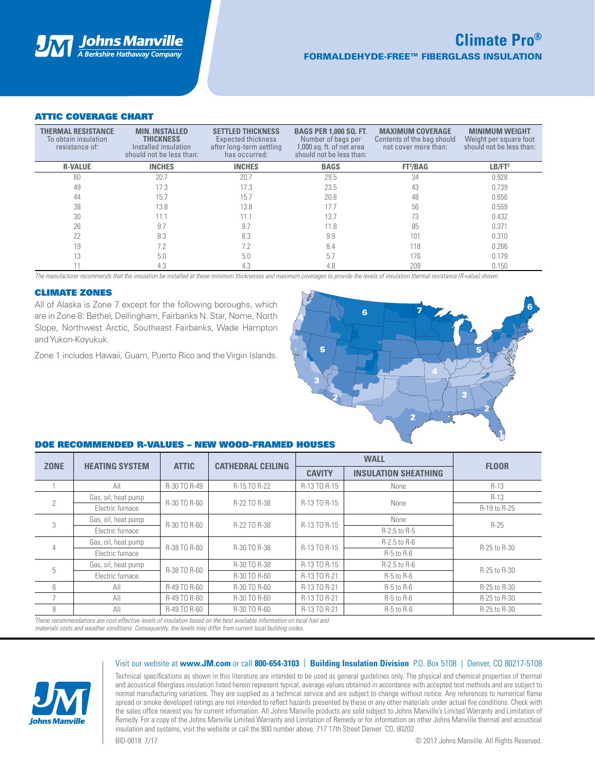# Climate Pro®

## FORMALDEHYDE-FREE™ FIBERGLASS INSULATION

### ATTIC COVERAGE CHART

| THERMAL RESISTANCE To obtain insulation resistance of: | MIN. INSTALLED THICKNESS Installed insulation should not be less than: | SETTLED THICKNESS Expected thickness after long-term settling has occurred: | BAGS PER 1,000 SQ. FT. Number of bags per 1,000 sq. ft. of net area should not be less than: | MAXIMUM COVERAGE Contents of the bag should not cover more than: | MINIMUM WEIGHT Weight per square foot should not be less than: |
|---|---|---|---|---|---|
| R-VALUE | INCHES | INCHES | BAGS | FT²/BAG | LB/FT² |
| 60 | 20.7 | 20.7 | 29.5 | 34 | 0.928 |
| 49 | 17.3 | 17.3 | 23.5 | 43 | 0.739 |
| 44 | 15.7 | 15.7 | 20.8 | 48 | 0.656 |
| 38 | 13.8 | 13.8 | 17.7 | 56 | 0.559 |
| 30 | 11.1 | 11.1 | 13.7 | 73 | 0.432 |
| 26 | 9.7 | 9.7 | 11.8 | 85 | 0.371 |
| 22 | 8.3 | 8.3 | 9.9 | 101 | 0.310 |
| 19 | 7.2 | 7.2 | 8.4 | 118 | 0.266 |
| 13 | 5.0 | 5.0 | 5.7 | 176 | 0.179 |
| 11 | 4.3 | 4.3 | 4.8 | 209 | 0.150 |

*The manufacturer recommends that the insulation be installed at these minimum thicknesses and maximum coverages to provide the levels of insulation thermal resistance (R-value) shown.*

### CLIMATE ZONES

All of Alaska is Zone 7 except for the following boroughs, which are in Zone 8: Bethel, Dellingham, Fairbanks N. Star, Nome, North Slope, Northwest Arctic, Southeast Fairbanks, Wade Hampton and Yukon-Koyukuk.

Zone 1 includes Hawaii, Guam, Puerto Rico and the Virgin Islands.

### DOE RECOMMENDED R-VALUES – NEW WOOD-FRAMED HOUSES

| ZONE | HEATING SYSTEM | ATTIC | CATHEDRAL CEILING | WALL | | FLOOR |
|---|---|---|---|---|---|---|
| | | | | CAVITY | INSULATION SHEATHING | |
| 1 | All | R-30 TO R-49 | R-15 TO R-22 | R-13 TO R-15 | None | R-13 |
| 2 | Gas, oil, heat pump | R-30 TO R-60 | R-22 TO R-38 | R-13 TO R-15 | None | R-13 |
| | Electric furnace | | | | | R-19 to R-25 |
| 3 | Gas, oil, heat pump | R-30 TO R-60 | R-22 TO R-38 | R-13 TO R-15 | None | R-25 |
| | Electric furnace | | | | R-2.5 to R-5 | |
| 4 | Gas, oil, heat pump | R-38 TO R-60 | R-30 TO R-38 | R-13 TO R-15 | R-2.5 to R-6 | R-25 to R-30 |
| | Electric furnace | | | | R-5 to R-6 | |
| 5 | Gas, oil, heat pump | R-38 TO R-60 | R-30 TO R-38 | R-13 TO R-15 | R-2.5 to R-6 | R-25 to R-30 |
| | Electric furnace | | R-30 TO R-60 | R-13 TO R-21 | R-5 to R-6 | |
| 6 | All | R-49 TO R-60 | R-30 TO R-60 | R-13 TO R-21 | R-5 to R-6 | R-25 to R-30 |
| 7 | All | R-49 TO R-60 | R-30 TO R-60 | R-13 TO R-21 | R-5 to R-6 | R-25 to R-30 |
| 8 | All | R-49 TO R-60 | R-30 TO R-60 | R-13 TO R-21 | R-5 to R-6 | R-25 to R-30 |

*These recommendations are cost-effective levels of insulation based on the best available information on local fuel and materials costs and weather conditions. Consequently, the levels may differ from current local building codes.*

Visit our website at **www.JM.com** or call **800-654-3103** | **Building Insulation Division** P.O. Box 5108 | Denver, CO 80217-5108

Technical specifications as shown in this literature are intended to be used as general guidelines only. The physical and chemical properties of thermal and acoustical fiberglass insulation listed herein represent typical, average values obtained in accordance with accepted test methods and are subject to normal manufacturing variations. They are supplied as a technical service and are subject to change without notice. Any references to numerical flame spread or smoke developed ratings are not intended to reflect hazards presented by these or any other materials under actual fire conditions. Check with the sales office nearest you for current information. All Johns Manville products are sold subject to Johns Manville's Limited Warranty and Limitation of Remedy. For a copy of the Johns Manville Limited Warranty and Limitation of Remedy or for information on other Johns Manville thermal and acoustical insulation and systems, visit the website or call the 800 number above. 717 17th Street Denver CO, 80202

BID-0018 7/17

© 2017 Johns Manville. All Rights Reserved.